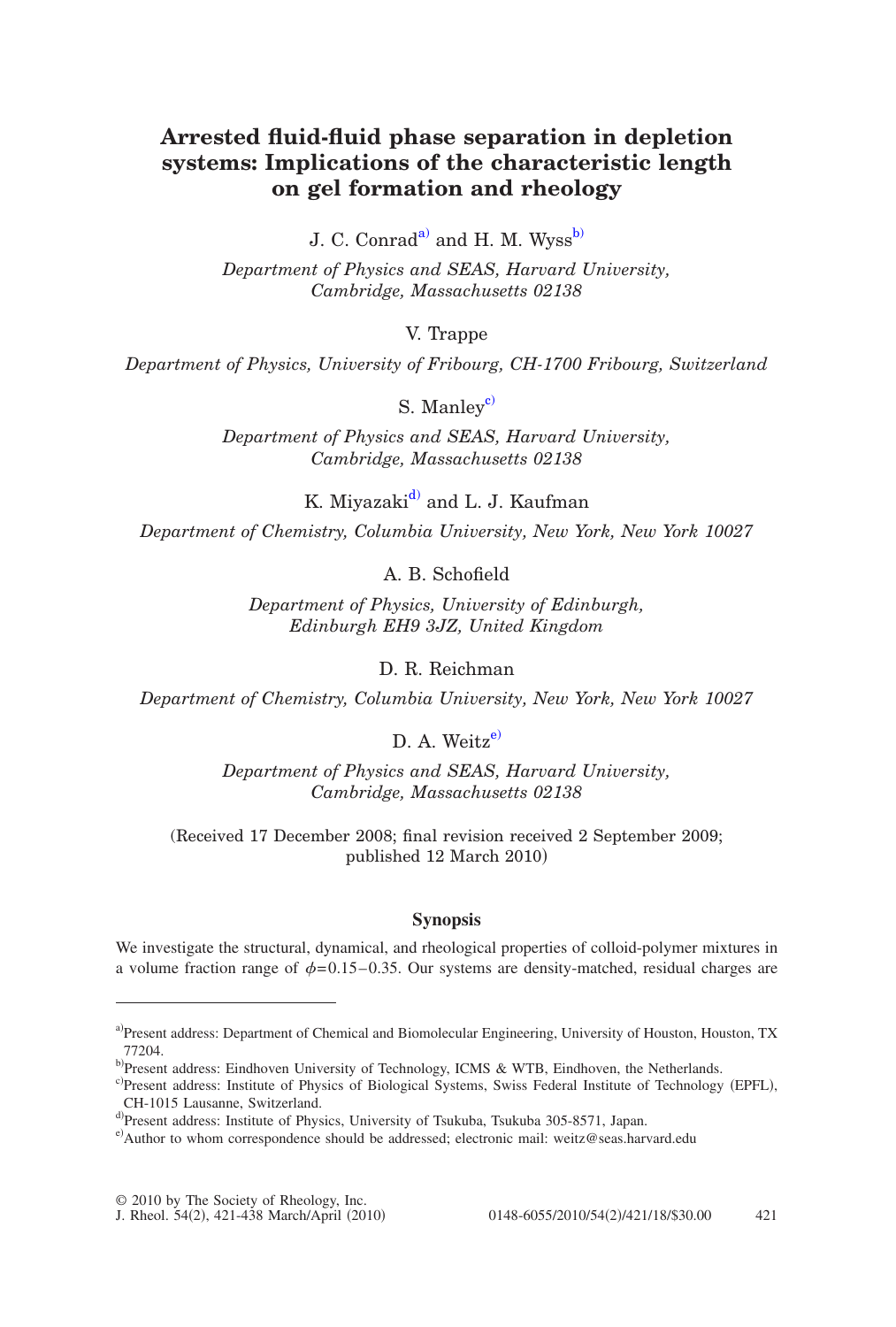# Arrested fluid-fluid phase separation in depletion systems: Implications of the characteristic length on gel formation and rheology

J. C. Conrad[a] and H. M. Wyss[b]

*Department of Physics and SEAS, Harvard University, Cambridge, Massachusetts 02138*

V. Trappe

*Department of Physics, University of Fribourg, CH-1700 Fribourg, Switzerland*

S. Manley[c]

*Department of Physics and SEAS, Harvard University, Cambridge, Massachusetts 02138*

K. Miyazaki[d] and L. J. Kaufman

*Department of Chemistry, Columbia University, New York, New York 10027*

A. B. Schofield

*Department of Physics, University of Edinburgh, Edinburgh EH9 3JZ, United Kingdom*

D. R. Reichman

*Department of Chemistry, Columbia University, New York, New York 10027*

D. A. Weitz[e]

*Department of Physics and SEAS, Harvard University, Cambridge, Massachusetts 02138*

(Received 17 December 2008; final revision received 2 September 2009; published 12 March 2010)

## Synopsis

We investigate the structural, dynamical, and rheological properties of colloid-polymer mixtures in a volume fraction range of $\phi=0.15-0.35$. Our systems are density-matched, residual charges are

---

[a] Present address: Department of Chemical and Biomolecular Engineering, University of Houston, Houston, TX 77204.

[b] Present address: Eindhoven University of Technology, ICMS & WTB, Eindhoven, the Netherlands.

[c] Present address: Institute of Physics of Biological Systems, Swiss Federal Institute of Technology (EPFL), CH-1015 Lausanne, Switzerland.

[d] Present address: Institute of Physics, University of Tsukuba, Tsukuba 305-8571, Japan.

[e] Author to whom correspondence should be addressed; electronic mail: weitz@seas.harvard.edu

© 2010 by The Society of Rheology, Inc.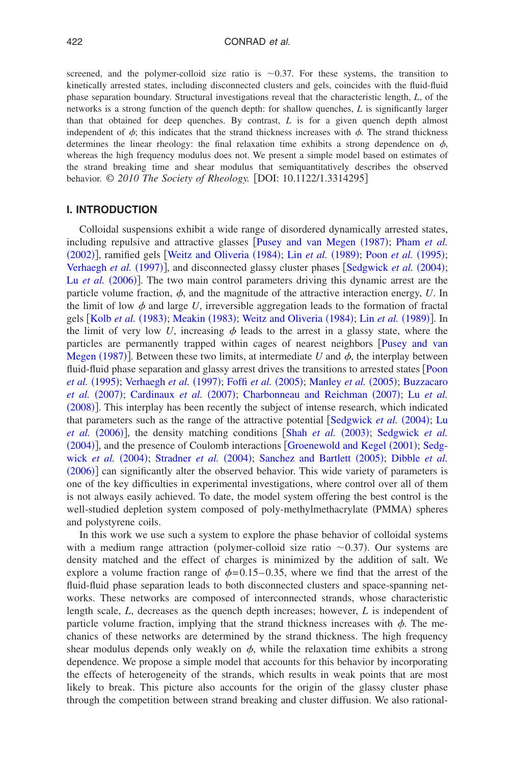screened, and the polymer-colloid size ratio is ~0.37. For these systems, the transition to kinetically arrested states, including disconnected clusters and gels, coincides with the fluid-fluid phase separation boundary. Structural investigations reveal that the characteristic length, $L$, of the networks is a strong function of the quench depth: for shallow quenches, $L$ is significantly larger than that obtained for deep quenches. By contrast, $L$ is for a given quench depth almost independent of $\phi$; this indicates that the strand thickness increases with $\phi$. The strand thickness determines the linear rheology: the final relaxation time exhibits a strong dependence on $\phi$, whereas the high frequency modulus does not. We present a simple model based on estimates of the strand breaking time and shear modulus that semiquantitatively describes the observed behavior. *© 2010 The Society of Rheology.* [DOI: 10.1122/1.3314295]

## I. INTRODUCTION

Colloidal suspensions exhibit a wide range of disordered dynamically arrested states, including repulsive and attractive glasses [Pusey and van Megen (1987); Pham *et al.* (2002)], ramified gels [Weitz and Oliveria (1984); Lin *et al.* (1989); Poon *et al.* (1995); Verhaegh *et al.* (1997)], and disconnected glassy cluster phases [Sedgwick *et al.* (2004); Lu *et al.* (2006)]. The two main control parameters driving this dynamic arrest are the particle volume fraction, $\phi$, and the magnitude of the attractive interaction energy, $U$. In the limit of low $\phi$ and large $U$, irreversible aggregation leads to the formation of fractal gels [Kolb *et al.* (1983); Meakin (1983); Weitz and Oliveria (1984); Lin *et al.* (1989)]. In the limit of very low $U$, increasing $\phi$ leads to the arrest in a glassy state, where the particles are permanently trapped within cages of nearest neighbors [Pusey and van Megen (1987)]. Between these two limits, at intermediate $U$ and $\phi$, the interplay between fluid-fluid phase separation and glassy arrest drives the transitions to arrested states [Poon *et al.* (1995); Verhaegh *et al.* (1997); Foffi *et al.* (2005); Manley *et al.* (2005); Buzzacaro *et al.* (2007); Cardinaux *et al.* (2007); Charbonneau and Reichman (2007); Lu *et al.* (2008)]. This interplay has been recently the subject of intense research, which indicated that parameters such as the range of the attractive potential [Sedgwick *et al.* (2004); Lu *et al.* (2006)], the density matching conditions [Shah *et al.* (2003); Sedgwick *et al.* (2004)], and the presence of Coulomb interactions [Groenewold and Kegel (2001); Sedgwick *et al.* (2004); Stradner *et al.* (2004); Sanchez and Bartlett (2005); Dibble *et al.* (2006)] can significantly alter the observed behavior. This wide variety of parameters is one of the key difficulties in experimental investigations, where control over all of them is not always easily achieved. To date, the model system offering the best control is the well-studied depletion system composed of poly-methylmethacrylate (PMMA) spheres and polystyrene coils.

In this work we use such a system to explore the phase behavior of colloidal systems with a medium range attraction (polymer-colloid size ratio ~0.37). Our systems are density matched and the effect of charges is minimized by the addition of salt. We explore a volume fraction range of $\phi=0.15-0.35$, where we find that the arrest of the fluid-fluid phase separation leads to both disconnected clusters and space-spanning networks. These networks are composed of interconnected strands, whose characteristic length scale, $L$, decreases as the quench depth increases; however, $L$ is independent of particle volume fraction, implying that the strand thickness increases with $\phi$. The mechanics of these networks are determined by the strand thickness. The high frequency shear modulus depends only weakly on $\phi$, while the relaxation time exhibits a strong dependence. We propose a simple model that accounts for this behavior by incorporating the effects of heterogeneity of the strands, which results in weak points that are most likely to break. This picture also accounts for the origin of the glassy cluster phase through the competition between strand breaking and cluster diffusion. We also rational-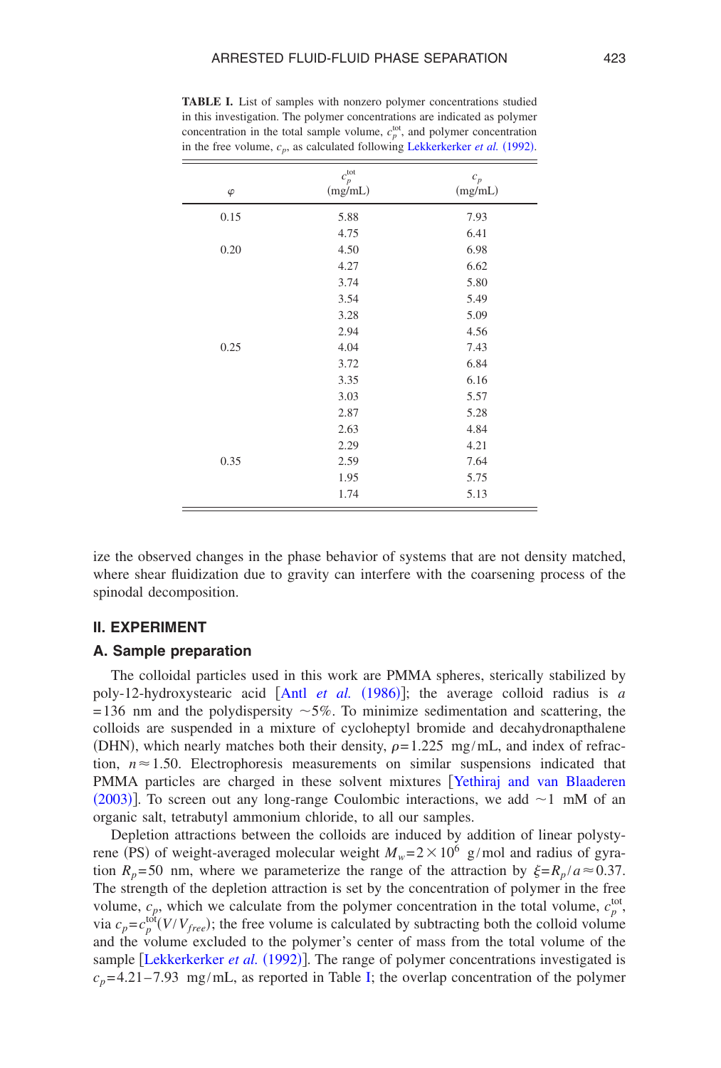**TABLE I.** List of samples with nonzero polymer concentrations studied in this investigation. The polymer concentrations are indicated as polymer concentration in the total sample volume, $c_p^{tot}$, and polymer concentration in the free volume, $c_p$, as calculated following Lekkerkerker *et al.* (1992).

| $\varphi$ | $c_p^{tot}$ (mg/mL) | $c_p$ (mg/mL) |
|---|---|---|
| 0.15 | 5.88 | 7.93 |
| | 4.75 | 6.41 |
| 0.20 | 4.50 | 6.98 |
| | 4.27 | 6.62 |
| | 3.74 | 5.80 |
| | 3.54 | 5.49 |
| | 3.28 | 5.09 |
| | 2.94 | 4.56 |
| 0.25 | 4.04 | 7.43 |
| | 3.72 | 6.84 |
| | 3.35 | 6.16 |
| | 3.03 | 5.57 |
| | 2.87 | 5.28 |
| | 2.63 | 4.84 |
| | 2.29 | 4.21 |
| 0.35 | 2.59 | 7.64 |
| | 1.95 | 5.75 |
| | 1.74 | 5.13 |

ize the observed changes in the phase behavior of systems that are not density matched, where shear fluidization due to gravity can interfere with the coarsening process of the spinodal decomposition.

## II. EXPERIMENT

### A. Sample preparation

The colloidal particles used in this work are PMMA spheres, sterically stabilized by poly-12-hydroxystearic acid [Antl *et al.* (1986)]; the average colloid radius is $a = 136$ nm and the polydispersity $\sim 5\%$. To minimize sedimentation and scattering, the colloids are suspended in a mixture of cycloheptyl bromide and decahydronapthalene (DHN), which nearly matches both their density, $\rho = 1.225$ mg/mL, and index of refraction, $n \approx 1.50$. Electrophoresis measurements on similar suspensions indicated that PMMA particles are charged in these solvent mixtures [Yethiraj and van Blaaderen (2003)]. To screen out any long-range Coulombic interactions, we add $\sim 1$ mM of an organic salt, tetrabutyl ammonium chloride, to all our samples.

Depletion attractions between the colloids are induced by addition of linear polystyrene (PS) of weight-averaged molecular weight $M_w = 2 \times 10^6$ g/mol and radius of gyration $R_p = 50$ nm, where we parameterize the range of the attraction by $\xi = R_p / a \approx 0.37$. The strength of the depletion attraction is set by the concentration of polymer in the free volume, $c_p$, which we calculate from the polymer concentration in the total volume, $c_p^{tot}$, via $c_p = c_p^{tot}(V/V_{free})$; the free volume is calculated by subtracting both the colloid volume and the volume excluded to the polymer's center of mass from the total volume of the sample [Lekkerkerker *et al.* (1992)]. The range of polymer concentrations investigated is $c_p = 4.21 - 7.93$ mg/mL, as reported in Table I; the overlap concentration of the polymer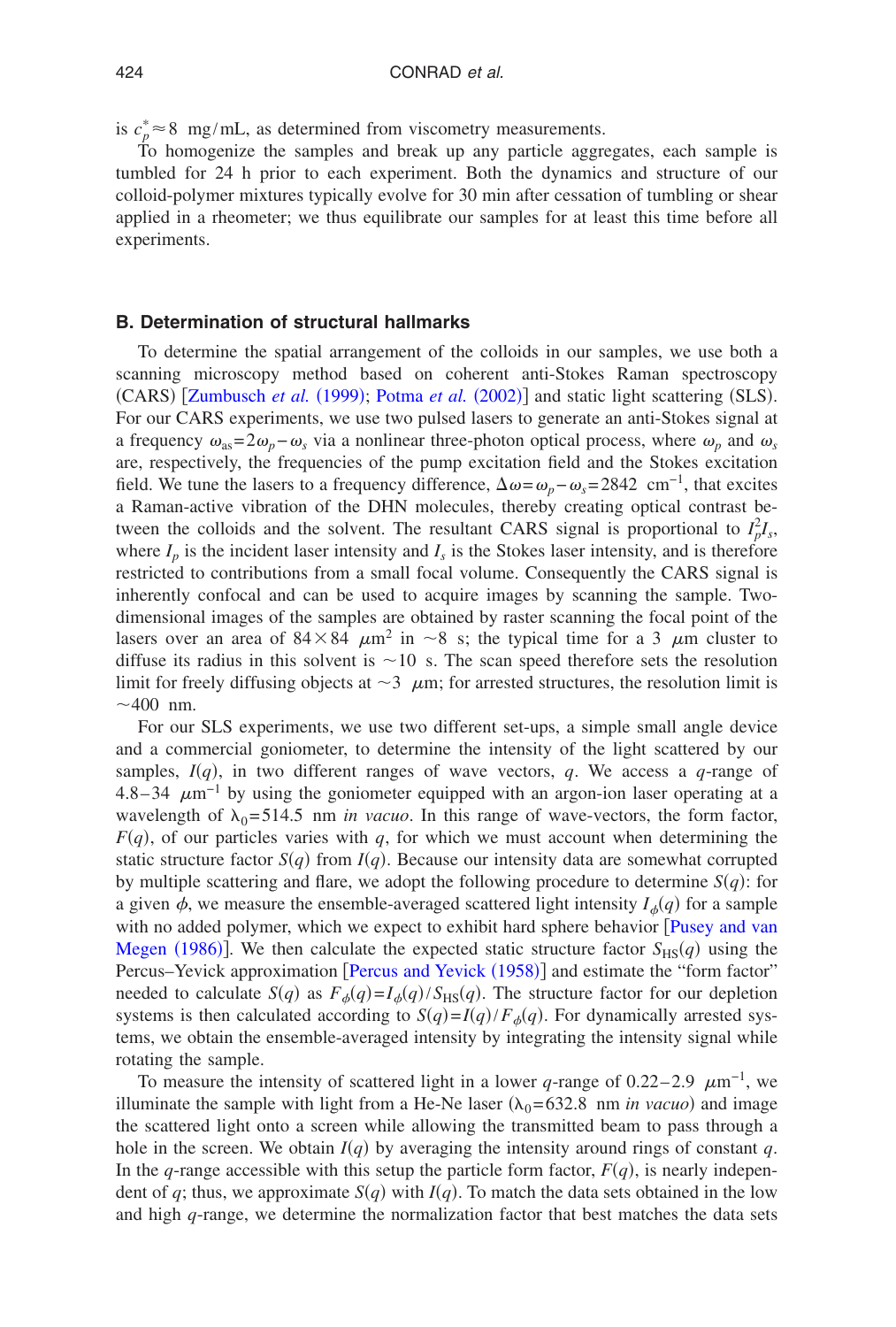is $c_p^* \approx 8$ mg/mL, as determined from viscometry measurements.

To homogenize the samples and break up any particle aggregates, each sample is tumbled for 24 h prior to each experiment. Both the dynamics and structure of our colloid-polymer mixtures typically evolve for 30 min after cessation of tumbling or shear applied in a rheometer; we thus equilibrate our samples for at least this time before all experiments.

### B. Determination of structural hallmarks

To determine the spatial arrangement of the colloids in our samples, we use both a scanning microscopy method based on coherent anti-Stokes Raman spectroscopy (CARS) [Zumbusch *et al.* (1999); Potma *et al.* (2002)] and static light scattering (SLS). For our CARS experiments, we use two pulsed lasers to generate an anti-Stokes signal at a frequency $\omega_{as} = 2\omega_p - \omega_s$ via a nonlinear three-photon optical process, where $\omega_p$ and $\omega_s$ are, respectively, the frequencies of the pump excitation field and the Stokes excitation field. We tune the lasers to a frequency difference, $\Delta\omega = \omega_p - \omega_s = 2842$ cm$^{-1}$, that excites a Raman-active vibration of the DHN molecules, thereby creating optical contrast between the colloids and the solvent. The resultant CARS signal is proportional to $I_p^2 I_s$, where $I_p$ is the incident laser intensity and $I_s$ is the Stokes laser intensity, and is therefore restricted to contributions from a small focal volume. Consequently the CARS signal is inherently confocal and can be used to acquire images by scanning the sample. Two-dimensional images of the samples are obtained by raster scanning the focal point of the lasers over an area of $84 \times 84$ $\mu$m$^2$ in $\sim 8$ s; the typical time for a 3 $\mu$m cluster to diffuse its radius in this solvent is $\sim 10$ s. The scan speed therefore sets the resolution limit for freely diffusing objects at $\sim 3$ $\mu$m; for arrested structures, the resolution limit is $\sim 400$ nm.

For our SLS experiments, we use two different set-ups, a simple small angle device and a commercial goniometer, to determine the intensity of the light scattered by our samples, $I(q)$, in two different ranges of wave vectors, $q$. We access a $q$-range of 4.8–34 $\mu$m$^{-1}$ by using the goniometer equipped with an argon-ion laser operating at a wavelength of $\lambda_0 = 514.5$ nm *in vacuo*. In this range of wave-vectors, the form factor, $F(q)$, of our particles varies with $q$, for which we must account when determining the static structure factor $S(q)$ from $I(q)$. Because our intensity data are somewhat corrupted by multiple scattering and flare, we adopt the following procedure to determine $S(q)$: for a given $\phi$, we measure the ensemble-averaged scattered light intensity $I_\phi(q)$ for a sample with no added polymer, which we expect to exhibit hard sphere behavior [Pusey and van Megen (1986)]. We then calculate the expected static structure factor $S_{\mathrm{HS}}(q)$ using the Percus–Yevick approximation [Percus and Yevick (1958)] and estimate the "form factor" needed to calculate $S(q)$ as $F_\phi(q) = I_\phi(q)/S_{\mathrm{HS}}(q)$. The structure factor for our depletion systems is then calculated according to $S(q) = I(q)/F_\phi(q)$. For dynamically arrested systems, we obtain the ensemble-averaged intensity by integrating the intensity signal while rotating the sample.

To measure the intensity of scattered light in a lower $q$-range of 0.22–2.9 $\mu$m$^{-1}$, we illuminate the sample with light from a He-Ne laser ($\lambda_0 = 632.8$ nm *in vacuo*) and image the scattered light onto a screen while allowing the transmitted beam to pass through a hole in the screen. We obtain $I(q)$ by averaging the intensity around rings of constant $q$. In the $q$-range accessible with this setup the particle form factor, $F(q)$, is nearly independent of $q$; thus, we approximate $S(q)$ with $I(q)$. To match the data sets obtained in the low and high $q$-range, we determine the normalization factor that best matches the data sets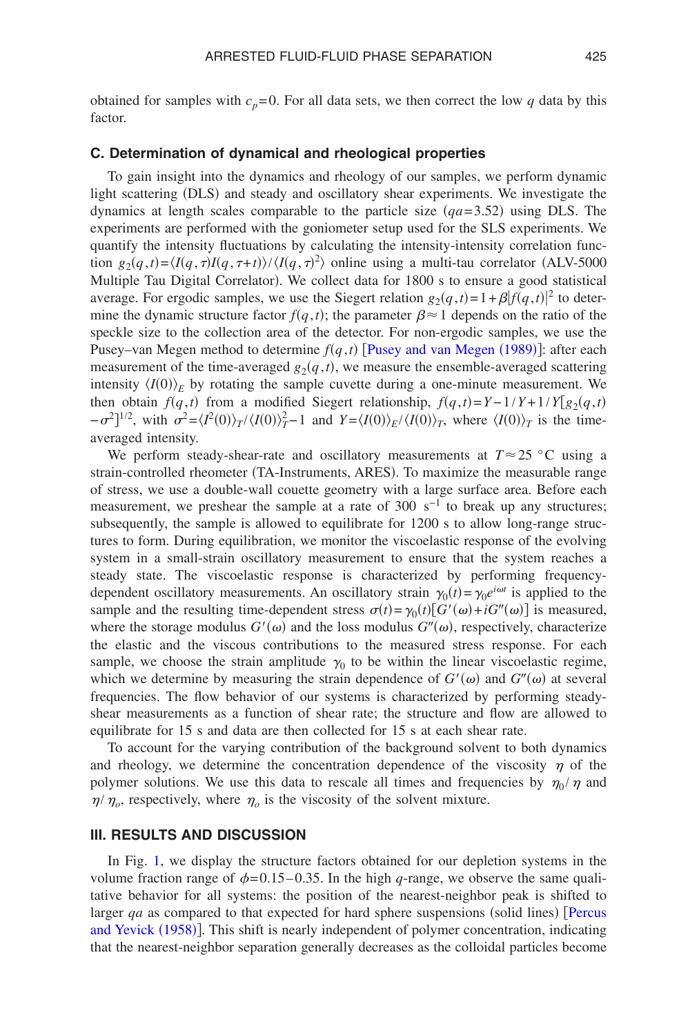obtained for samples with $c_p=0$. For all data sets, we then correct the low $q$ data by this factor.

### C. Determination of dynamical and rheological properties

To gain insight into the dynamics and rheology of our samples, we perform dynamic light scattering (DLS) and steady and oscillatory shear experiments. We investigate the dynamics at length scales comparable to the particle size ($qa=3.52$) using DLS. The experiments are performed with the goniometer setup used for the SLS experiments. We quantify the intensity fluctuations by calculating the intensity-intensity correlation function $g_2(q,t)=\langle I(q,\tau)I(q,\tau+t)\rangle / \langle I(q,\tau)^2\rangle$ online using a multi-tau correlator (ALV-5000 Multiple Tau Digital Correlator). We collect data for 1800 s to ensure a good statistical average. For ergodic samples, we use the Siegert relation $g_2(q,t)=1+\beta|f(q,t)|^2$ to determine the dynamic structure factor $f(q,t)$; the parameter $\beta \approx 1$ depends on the ratio of the speckle size to the collection area of the detector. For non-ergodic samples, we use the Pusey–van Megen method to determine $f(q,t)$ [Pusey and van Megen (1989)]: after each measurement of the time-averaged $g_2(q,t)$, we measure the ensemble-averaged scattering intensity $\langle I(0)\rangle_E$ by rotating the sample cuvette during a one-minute measurement. We then obtain $f(q,t)$ from a modified Siegert relationship, $f(q,t)=Y-1/Y+1/Y[g_2(q,t)-\sigma^2]^{1/2}$, with $\sigma^2=\langle I^2(0)\rangle_T / \langle I(0)\rangle_T^2-1$ and $Y=\langle I(0)\rangle_E / \langle I(0)\rangle_T$, where $\langle I(0)\rangle_T$ is the time-averaged intensity.

We perform steady-shear-rate and oscillatory measurements at $T \approx 25$ °C using a strain-controlled rheometer (TA-Instruments, ARES). To maximize the measurable range of stress, we use a double-wall couette geometry with a large surface area. Before each measurement, we preshear the sample at a rate of 300 $s^{-1}$ to break up any structures; subsequently, the sample is allowed to equilibrate for 1200 s to allow long-range structures to form. During equilibration, we monitor the viscoelastic response of the evolving system in a small-strain oscillatory measurement to ensure that the system reaches a steady state. The viscoelastic response is characterized by performing frequency-dependent oscillatory measurements. An oscillatory strain $\gamma_0(t)=\gamma_0 e^{i\omega t}$ is applied to the sample and the resulting time-dependent stress $\sigma(t)=\gamma_0(t)[G'(\omega)+iG''(\omega)]$ is measured, where the storage modulus $G'(\omega)$ and the loss modulus $G''(\omega)$, respectively, characterize the elastic and the viscous contributions to the measured stress response. For each sample, we choose the strain amplitude $\gamma_0$ to be within the linear viscoelastic regime, which we determine by measuring the strain dependence of $G'(\omega)$ and $G''(\omega)$ at several frequencies. The flow behavior of our systems is characterized by performing steady-shear measurements as a function of shear rate; the structure and flow are allowed to equilibrate for 15 s and data are then collected for 15 s at each shear rate.

To account for the varying contribution of the background solvent to both dynamics and rheology, we determine the concentration dependence of the viscosity $\eta$ of the polymer solutions. We use this data to rescale all times and frequencies by $\eta_0/\eta$ and $\eta/\eta_o$, respectively, where $\eta_o$ is the viscosity of the solvent mixture.

## III. RESULTS AND DISCUSSION

In Fig. 1, we display the structure factors obtained for our depletion systems in the volume fraction range of $\phi=0.15-0.35$. In the high $q$-range, we observe the same qualitative behavior for all systems: the position of the nearest-neighbor peak is shifted to larger $qa$ as compared to that expected for hard sphere suspensions (solid lines) [Percus and Yevick (1958)]. This shift is nearly independent of polymer concentration, indicating that the nearest-neighbor separation generally decreases as the colloidal particles become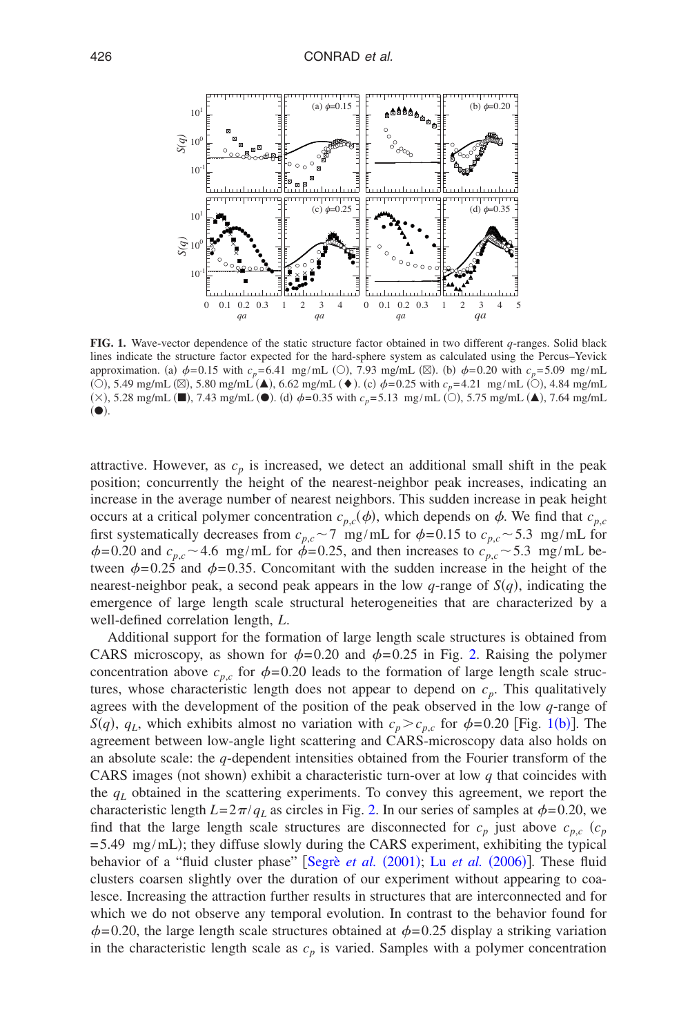**FIG. 1.** Wave-vector dependence of the static structure factor obtained in two different $q$-ranges. Solid black lines indicate the structure factor expected for the hard-sphere system as calculated using the Percus–Yevick approximation. (a) $\phi=0.15$ with $c_p=6.41$ mg/mL (○), 7.93 mg/mL (⊠). (b) $\phi=0.20$ with $c_p=5.09$ mg/mL (○), 5.49 mg/mL (⊠), 5.80 mg/mL (▲), 6.62 mg/mL (♦). (c) $\phi=0.25$ with $c_p=4.21$ mg/mL (○), 4.84 mg/mL (×), 5.28 mg/mL (■), 7.43 mg/mL (●). (d) $\phi=0.35$ with $c_p=5.13$ mg/mL (○), 5.75 mg/mL (▲), 7.64 mg/mL (●).

attractive. However, as $c_p$ is increased, we detect an additional small shift in the peak position; concurrently the height of the nearest-neighbor peak increases, indicating an increase in the average number of nearest neighbors. This sudden increase in peak height occurs at a critical polymer concentration $c_{p,c}(\phi)$, which depends on $\phi$. We find that $c_{p,c}$ first systematically decreases from $c_{p,c}\sim 7$ mg/mL for $\phi=0.15$ to $c_{p,c}\sim 5.3$ mg/mL for $\phi=0.20$ and $c_{p,c}\sim 4.6$ mg/mL for $\phi=0.25$, and then increases to $c_{p,c}\sim 5.3$ mg/mL between $\phi=0.25$ and $\phi=0.35$. Concomitant with the sudden increase in the height of the nearest-neighbor peak, a second peak appears in the low $q$-range of $S(q)$, indicating the emergence of large length scale structural heterogeneities that are characterized by a well-defined correlation length, $L$.

Additional support for the formation of large length scale structures is obtained from CARS microscopy, as shown for $\phi=0.20$ and $\phi=0.25$ in Fig. 2. Raising the polymer concentration above $c_{p,c}$ for $\phi=0.20$ leads to the formation of large length scale structures, whose characteristic length does not appear to depend on $c_p$. This qualitatively agrees with the development of the position of the peak observed in the low $q$-range of $S(q)$, $q_L$, which exhibits almost no variation with $c_p > c_{p,c}$ for $\phi=0.20$ [Fig. 1(b)]. The agreement between low-angle light scattering and CARS-microscopy data also holds on an absolute scale: the $q$-dependent intensities obtained from the Fourier transform of the CARS images (not shown) exhibit a characteristic turn-over at low $q$ that coincides with the $q_L$ obtained in the scattering experiments. To convey this agreement, we report the characteristic length $L=2\pi/q_L$ as circles in Fig. 2. In our series of samples at $\phi=0.20$, we find that the large length scale structures are disconnected for $c_p$ just above $c_{p,c}$ ($c_p=5.49$ mg/mL); they diffuse slowly during the CARS experiment, exhibiting the typical behavior of a "fluid cluster phase" [Segrè *et al.* (2001); Lu *et al.* (2006)]. These fluid clusters coarsen slightly over the duration of our experiment without appearing to coalesce. Increasing the attraction further results in structures that are interconnected and for which we do not observe any temporal evolution. In contrast to the behavior found for $\phi=0.20$, the large length scale structures obtained at $\phi=0.25$ display a striking variation in the characteristic length scale as $c_p$ is varied. Samples with a polymer concentration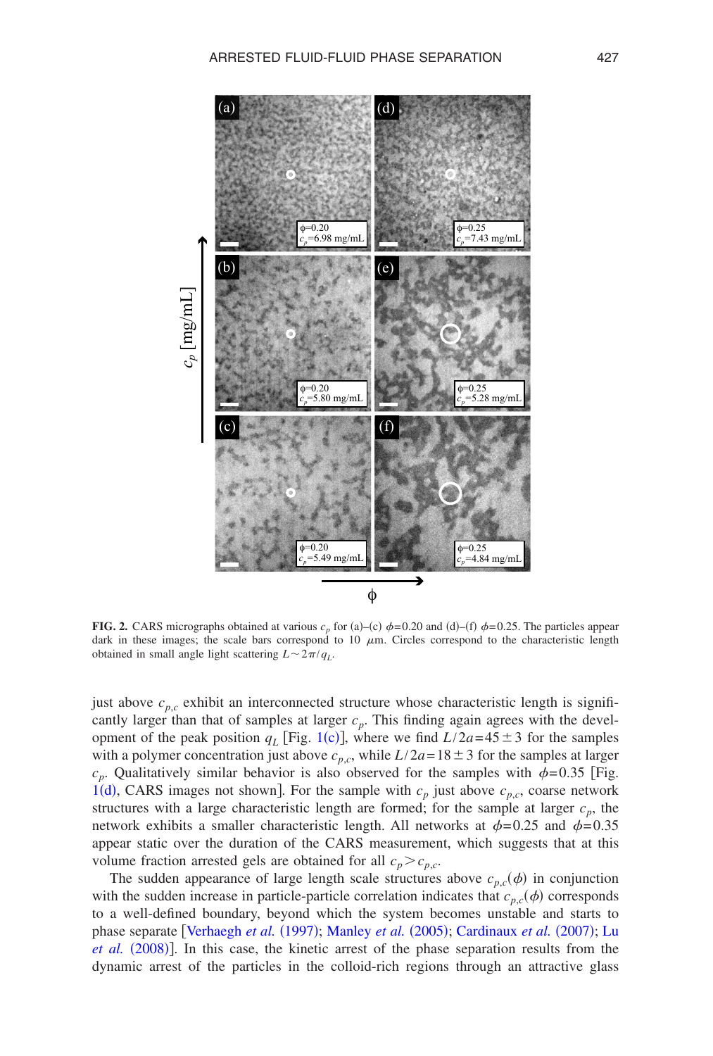**FIG. 2.** CARS micrographs obtained at various $c_p$ for (a)–(c) $\phi$=0.20 and (d)–(f) $\phi$=0.25. The particles appear dark in these images; the scale bars correspond to 10 $\mu$m. Circles correspond to the characteristic length obtained in small angle light scattering $L \sim 2\pi/q_L$.

just above $c_{p,c}$ exhibit an interconnected structure whose characteristic length is significantly larger than that of samples at larger $c_p$. This finding again agrees with the development of the peak position $q_L$ [Fig. 1(c)], where we find $L/2a = 45 \pm 3$ for the samples with a polymer concentration just above $c_{p,c}$, while $L/2a = 18 \pm 3$ for the samples at larger $c_p$. Qualitatively similar behavior is also observed for the samples with $\phi$=0.35 [Fig. 1(d), CARS images not shown]. For the sample with $c_p$ just above $c_{p,c}$, coarse network structures with a large characteristic length are formed; for the sample at larger $c_p$, the network exhibits a smaller characteristic length. All networks at $\phi$=0.25 and $\phi$=0.35 appear static over the duration of the CARS measurement, which suggests that at this volume fraction arrested gels are obtained for all $c_p > c_{p,c}$.

The sudden appearance of large length scale structures above $c_{p,c}(\phi)$ in conjunction with the sudden increase in particle-particle correlation indicates that $c_{p,c}(\phi)$ corresponds to a well-defined boundary, beyond which the system becomes unstable and starts to phase separate [Verhaegh *et al.* (1997); Manley *et al.* (2005); Cardinaux *et al.* (2007); Lu *et al.* (2008)]. In this case, the kinetic arrest of the phase separation results from the dynamic arrest of the particles in the colloid-rich regions through an attractive glass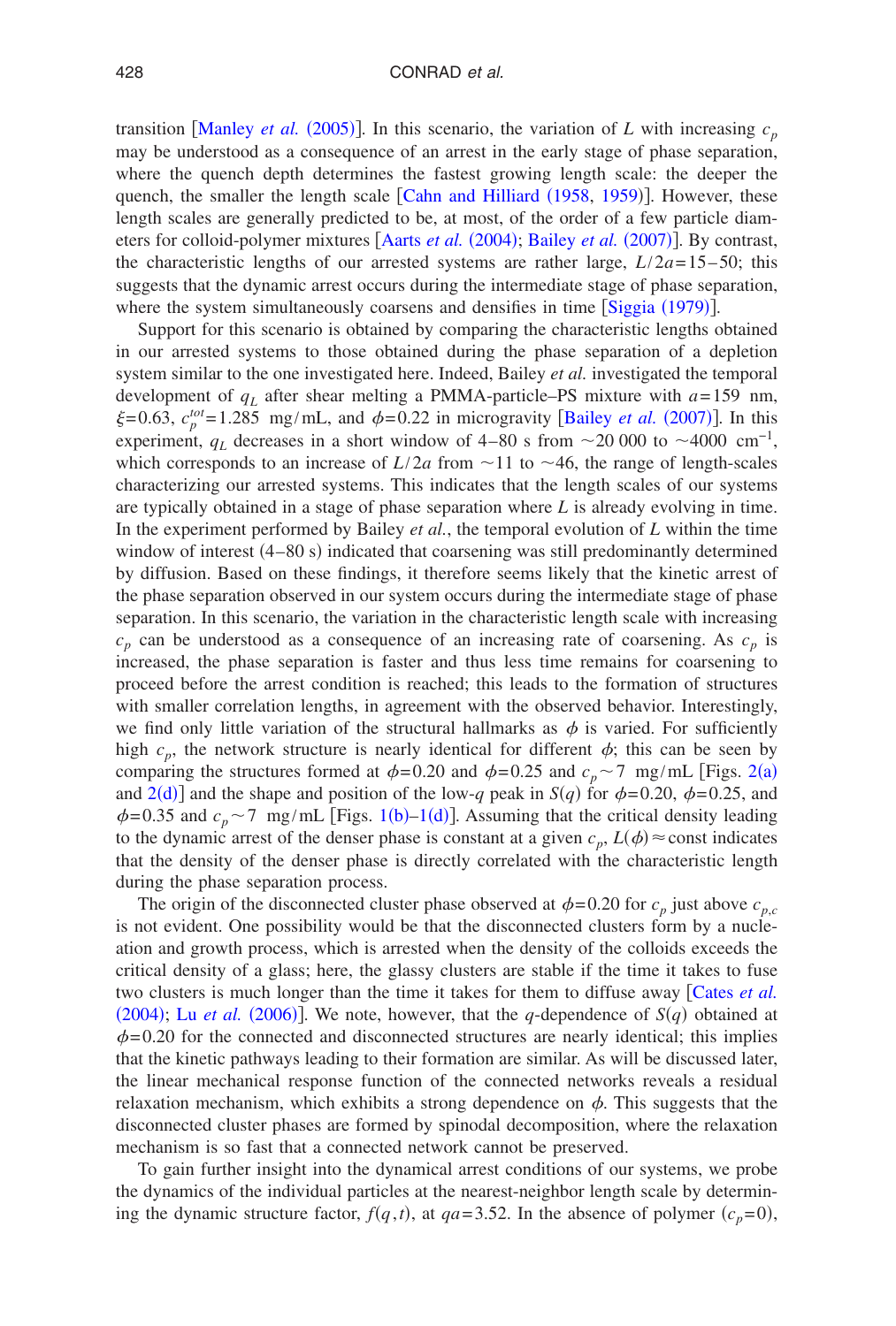transition [Manley *et al.* (2005)]. In this scenario, the variation of $L$ with increasing $c_p$ may be understood as a consequence of an arrest in the early stage of phase separation, where the quench depth determines the fastest growing length scale: the deeper the quench, the smaller the length scale [Cahn and Hilliard (1958, 1959)]. However, these length scales are generally predicted to be, at most, of the order of a few particle diameters for colloid-polymer mixtures [Aarts *et al.* (2004); Bailey *et al.* (2007)]. By contrast, the characteristic lengths of our arrested systems are rather large, $L/2a = 15-50$; this suggests that the dynamic arrest occurs during the intermediate stage of phase separation, where the system simultaneously coarsens and densifies in time [Siggia (1979)].

Support for this scenario is obtained by comparing the characteristic lengths obtained in our arrested systems to those obtained during the phase separation of a depletion system similar to the one investigated here. Indeed, Bailey *et al.* investigated the temporal development of $q_L$ after shear melting a PMMA-particle–PS mixture with $a = 159$ nm, $\xi = 0.63$, $c_p^{tot} = 1.285$ mg/mL, and $\phi = 0.22$ in microgravity [Bailey *et al.* (2007)]. In this experiment, $q_L$ decreases in a short window of 4–80 s from $\sim 20\,000$ to $\sim 4000$ cm$^{-1}$, which corresponds to an increase of $L/2a$ from $\sim 11$ to $\sim 46$, the range of length-scales characterizing our arrested systems. This indicates that the length scales of our systems are typically obtained in a stage of phase separation where $L$ is already evolving in time. In the experiment performed by Bailey *et al.*, the temporal evolution of $L$ within the time window of interest (4–80 s) indicated that coarsening was still predominantly determined by diffusion. Based on these findings, it therefore seems likely that the kinetic arrest of the phase separation observed in our system occurs during the intermediate stage of phase separation. In this scenario, the variation in the characteristic length scale with increasing $c_p$ can be understood as a consequence of an increasing rate of coarsening. As $c_p$ is increased, the phase separation is faster and thus less time remains for coarsening to proceed before the arrest condition is reached; this leads to the formation of structures with smaller correlation lengths, in agreement with the observed behavior. Interestingly, we find only little variation of the structural hallmarks as $\phi$ is varied. For sufficiently high $c_p$, the network structure is nearly identical for different $\phi$; this can be seen by comparing the structures formed at $\phi = 0.20$ and $\phi = 0.25$ and $c_p \sim 7$ mg/mL [Figs. 2(a) and 2(d)] and the shape and position of the low-$q$ peak in $S(q)$ for $\phi = 0.20$, $\phi = 0.25$, and $\phi = 0.35$ and $c_p \sim 7$ mg/mL [Figs. 1(b)–1(d)]. Assuming that the critical density leading to the dynamic arrest of the denser phase is constant at a given $c_p$, $L(\phi) \approx \text{const}$ indicates that the density of the denser phase is directly correlated with the characteristic length during the phase separation process.

The origin of the disconnected cluster phase observed at $\phi = 0.20$ for $c_p$ just above $c_{p,c}$ is not evident. One possibility would be that the disconnected clusters form by a nucleation and growth process, which is arrested when the density of the colloids exceeds the critical density of a glass; here, the glassy clusters are stable if the time it takes to fuse two clusters is much longer than the time it takes for them to diffuse away [Cates *et al.* (2004); Lu *et al.* (2006)]. We note, however, that the $q$-dependence of $S(q)$ obtained at $\phi = 0.20$ for the connected and disconnected structures are nearly identical; this implies that the kinetic pathways leading to their formation are similar. As will be discussed later, the linear mechanical response function of the connected networks reveals a residual relaxation mechanism, which exhibits a strong dependence on $\phi$. This suggests that the disconnected cluster phases are formed by spinodal decomposition, where the relaxation mechanism is so fast that a connected network cannot be preserved.

To gain further insight into the dynamical arrest conditions of our systems, we probe the dynamics of the individual particles at the nearest-neighbor length scale by determining the dynamic structure factor, $f(q,t)$, at $qa = 3.52$. In the absence of polymer ($c_p = 0$),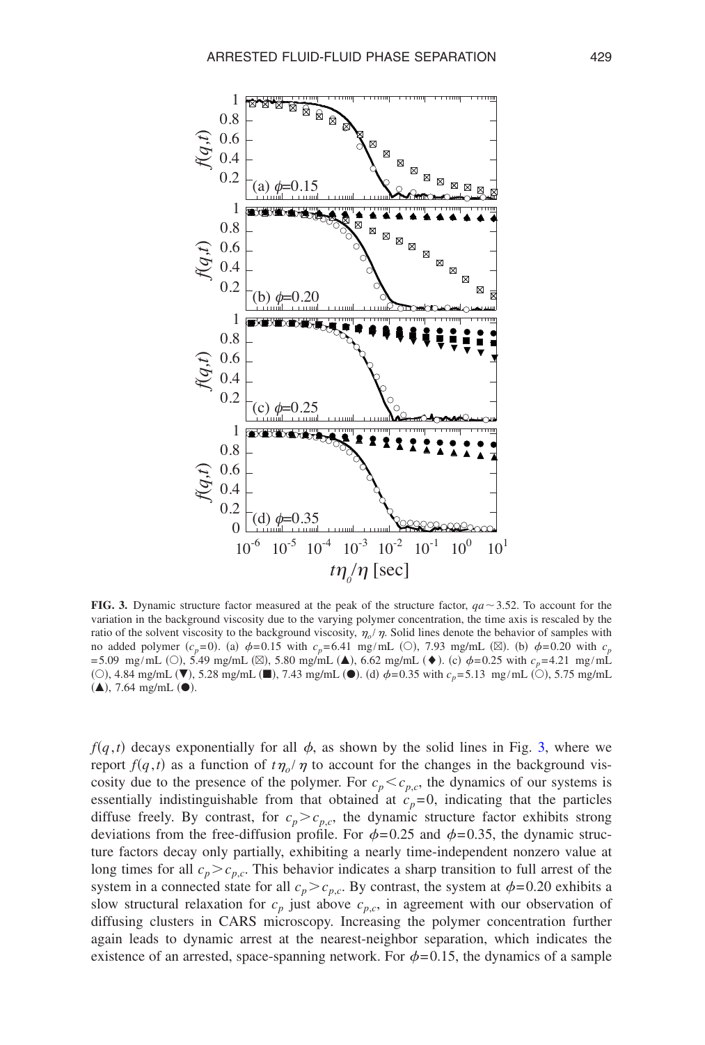**FIG. 3.** Dynamic structure factor measured at the peak of the structure factor, $qa \sim 3.52$. To account for the variation in the background viscosity due to the varying polymer concentration, the time axis is rescaled by the ratio of the solvent viscosity to the background viscosity, $\eta_o/\eta$. Solid lines denote the behavior of samples with no added polymer ($c_p=0$). (a) $\phi=0.15$ with $c_p=6.41$ mg/mL (○), 7.93 mg/mL (⊠). (b) $\phi=0.20$ with $c_p=5.09$ mg/mL (○), 5.49 mg/mL (⊠), 5.80 mg/mL (▲), 6.62 mg/mL (♦). (c) $\phi=0.25$ with $c_p=4.21$ mg/mL (○), 4.84 mg/mL (▼), 5.28 mg/mL (■), 7.43 mg/mL (●). (d) $\phi=0.35$ with $c_p=5.13$ mg/mL (○), 5.75 mg/mL (▲), 7.64 mg/mL (●).

$f(q,t)$ decays exponentially for all $\phi$, as shown by the solid lines in Fig. 3, where we report $f(q,t)$ as a function of $t\eta_o/\eta$ to account for the changes in the background viscosity due to the presence of the polymer. For $c_p < c_{p,c}$, the dynamics of our systems is essentially indistinguishable from that obtained at $c_p=0$, indicating that the particles diffuse freely. By contrast, for $c_p > c_{p,c}$, the dynamic structure factor exhibits strong deviations from the free-diffusion profile. For $\phi=0.25$ and $\phi=0.35$, the dynamic structure factors decay only partially, exhibiting a nearly time-independent nonzero value at long times for all $c_p > c_{p,c}$. This behavior indicates a sharp transition to full arrest of the system in a connected state for all $c_p > c_{p,c}$. By contrast, the system at $\phi=0.20$ exhibits a slow structural relaxation for $c_p$ just above $c_{p,c}$, in agreement with our observation of diffusing clusters in CARS microscopy. Increasing the polymer concentration further again leads to dynamic arrest at the nearest-neighbor separation, which indicates the existence of an arrested, space-spanning network. For $\phi=0.15$, the dynamics of a sample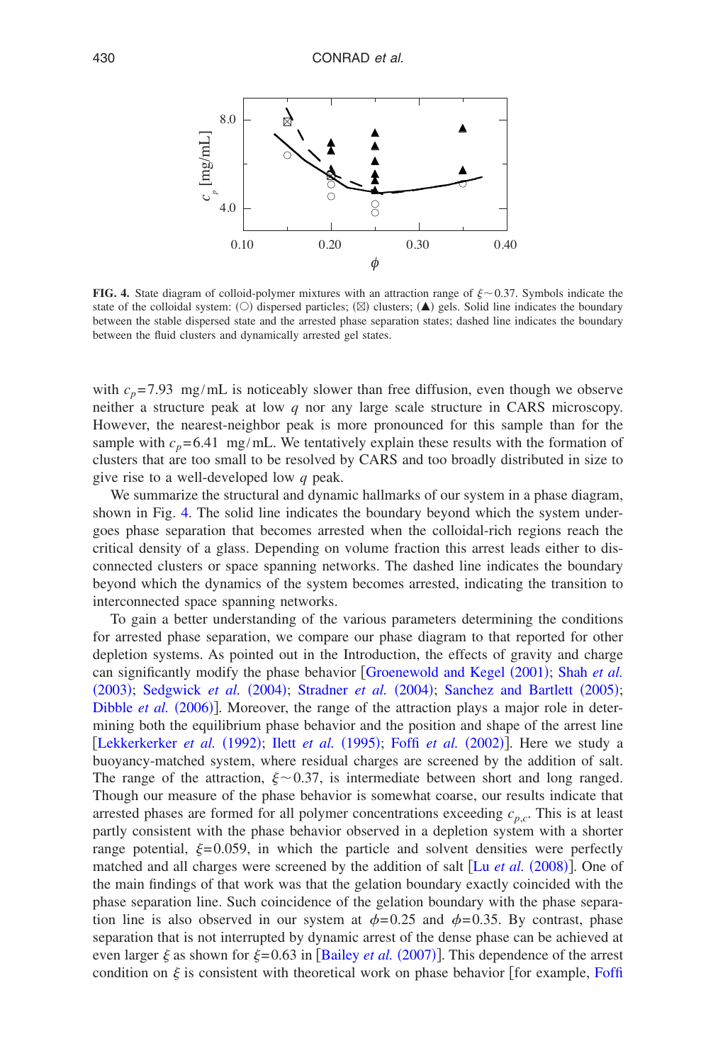FIG. 4. State diagram of colloid-polymer mixtures with an attraction range of $\xi \sim 0.37$. Symbols indicate the state of the colloidal system: (○) dispersed particles; (⊠) clusters; (▲) gels. Solid line indicates the boundary between the stable dispersed state and the arrested phase separation states; dashed line indicates the boundary between the fluid clusters and dynamically arrested gel states.

with $c_p = 7.93$ mg/mL is noticeably slower than free diffusion, even though we observe neither a structure peak at low $q$ nor any large scale structure in CARS microscopy. However, the nearest-neighbor peak is more pronounced for this sample than for the sample with $c_p = 6.41$ mg/mL. We tentatively explain these results with the formation of clusters that are too small to be resolved by CARS and too broadly distributed in size to give rise to a well-developed low $q$ peak.

We summarize the structural and dynamic hallmarks of our system in a phase diagram, shown in Fig. 4. The solid line indicates the boundary beyond which the system undergoes phase separation that becomes arrested when the colloidal-rich regions reach the critical density of a glass. Depending on volume fraction this arrest leads either to disconnected clusters or space spanning networks. The dashed line indicates the boundary beyond which the dynamics of the system becomes arrested, indicating the transition to interconnected space spanning networks.

To gain a better understanding of the various parameters determining the conditions for arrested phase separation, we compare our phase diagram to that reported for other depletion systems. As pointed out in the Introduction, the effects of gravity and charge can significantly modify the phase behavior [Groenewold and Kegel (2001); Shah *et al.* (2003); Sedgwick *et al.* (2004); Stradner *et al.* (2004); Sanchez and Bartlett (2005); Dibble *et al.* (2006)]. Moreover, the range of the attraction plays a major role in determining both the equilibrium phase behavior and the position and shape of the arrest line [Lekkerkerker *et al.* (1992); Ilett *et al.* (1995); Foffi *et al.* (2002)]. Here we study a buoyancy-matched system, where residual charges are screened by the addition of salt. The range of the attraction, $\xi \sim 0.37$, is intermediate between short and long ranged. Though our measure of the phase behavior is somewhat coarse, our results indicate that arrested phases are formed for all polymer concentrations exceeding $c_{p,c}$. This is at least partly consistent with the phase behavior observed in a depletion system with a shorter range potential, $\xi = 0.059$, in which the particle and solvent densities were perfectly matched and all charges were screened by the addition of salt [Lu *et al.* (2008)]. One of the main findings of that work was that the gelation boundary exactly coincided with the phase separation line. Such coincidence of the gelation boundary with the phase separation line is also observed in our system at $\phi = 0.25$ and $\phi = 0.35$. By contrast, phase separation that is not interrupted by dynamic arrest of the dense phase can be achieved at even larger $\xi$ as shown for $\xi = 0.63$ in [Bailey *et al.* (2007)]. This dependence of the arrest condition on $\xi$ is consistent with theoretical work on phase behavior [for example, Foffi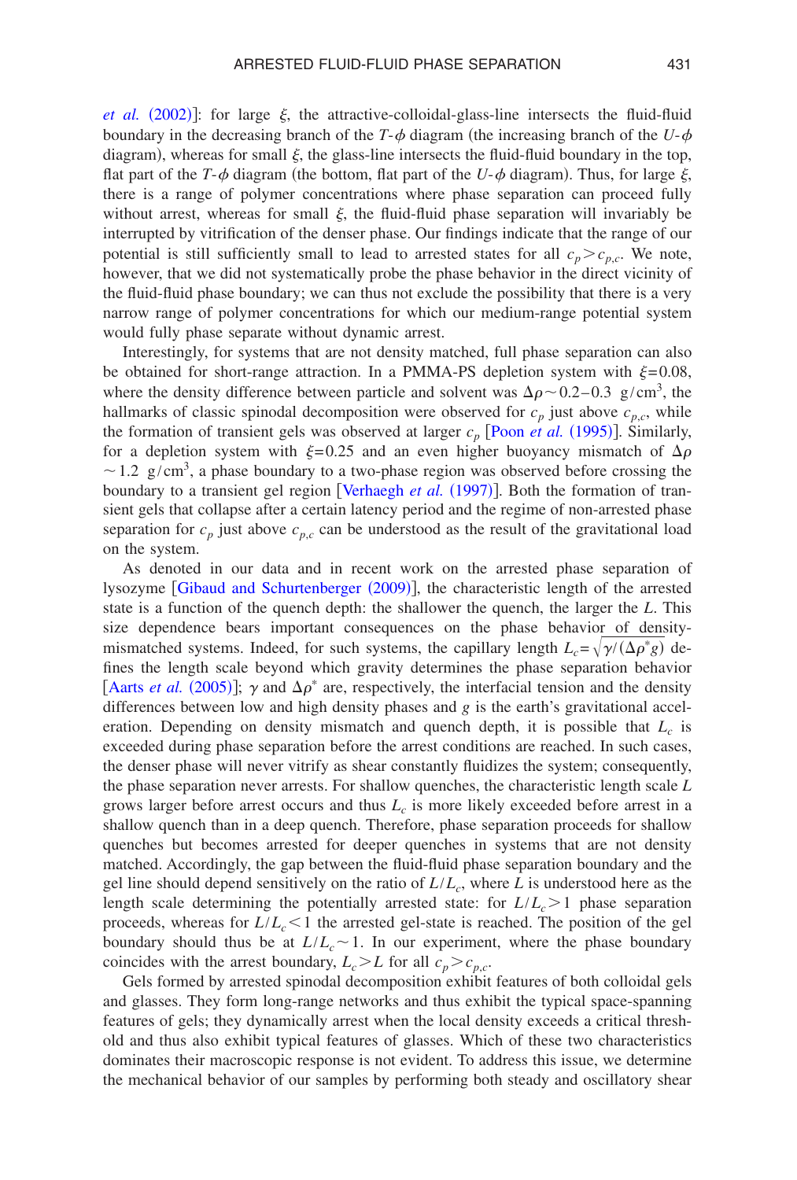*et al.* (2002)]: for large $\xi$, the attractive-colloidal-glass-line intersects the fluid-fluid boundary in the decreasing branch of the $T$-$\phi$ diagram (the increasing branch of the $U$-$\phi$ diagram), whereas for small $\xi$, the glass-line intersects the fluid-fluid boundary in the top, flat part of the $T$-$\phi$ diagram (the bottom, flat part of the $U$-$\phi$ diagram). Thus, for large $\xi$, there is a range of polymer concentrations where phase separation can proceed fully without arrest, whereas for small $\xi$, the fluid-fluid phase separation will invariably be interrupted by vitrification of the denser phase. Our findings indicate that the range of our potential is still sufficiently small to lead to arrested states for all $c_p > c_{p,c}$. We note, however, that we did not systematically probe the phase behavior in the direct vicinity of the fluid-fluid phase boundary; we can thus not exclude the possibility that there is a very narrow range of polymer concentrations for which our medium-range potential system would fully phase separate without dynamic arrest.

Interestingly, for systems that are not density matched, full phase separation can also be obtained for short-range attraction. In a PMMA-PS depletion system with $\xi = 0.08$, where the density difference between particle and solvent was $\Delta\rho \sim 0.2$–$0.3\ \text{g/cm}^3$, the hallmarks of classic spinodal decomposition were observed for $c_p$ just above $c_{p,c}$, while the formation of transient gels was observed at larger $c_p$ [Poon *et al.* (1995)]. Similarly, for a depletion system with $\xi = 0.25$ and an even higher buoyancy mismatch of $\Delta\rho \sim 1.2\ \text{g/cm}^3$, a phase boundary to a two-phase region was observed before crossing the boundary to a transient gel region [Verhaegh *et al.* (1997)]. Both the formation of transient gels that collapse after a certain latency period and the regime of non-arrested phase separation for $c_p$ just above $c_{p,c}$ can be understood as the result of the gravitational load on the system.

As denoted in our data and in recent work on the arrested phase separation of lysozyme [Gibaud and Schurtenberger (2009)], the characteristic length of the arrested state is a function of the quench depth: the shallower the quench, the larger the $L$. This size dependence bears important consequences on the phase behavior of density-mismatched systems. Indeed, for such systems, the capillary length $L_c = \sqrt{\gamma/(\Delta\rho^* g)}$ defines the length scale beyond which gravity determines the phase separation behavior [Aarts *et al.* (2005)]; $\gamma$ and $\Delta\rho^*$ are, respectively, the interfacial tension and the density differences between low and high density phases and $g$ is the earth's gravitational acceleration. Depending on density mismatch and quench depth, it is possible that $L_c$ is exceeded during phase separation before the arrest conditions are reached. In such cases, the denser phase will never vitrify as shear constantly fluidizes the system; consequently, the phase separation never arrests. For shallow quenches, the characteristic length scale $L$ grows larger before arrest occurs and thus $L_c$ is more likely exceeded before arrest in a shallow quench than in a deep quench. Therefore, phase separation proceeds for shallow quenches but becomes arrested for deeper quenches in systems that are not density matched. Accordingly, the gap between the fluid-fluid phase separation boundary and the gel line should depend sensitively on the ratio of $L/L_c$, where $L$ is understood here as the length scale determining the potentially arrested state: for $L/L_c > 1$ phase separation proceeds, whereas for $L/L_c < 1$ the arrested gel-state is reached. The position of the gel boundary should thus be at $L/L_c \sim 1$. In our experiment, where the phase boundary coincides with the arrest boundary, $L_c > L$ for all $c_p > c_{p,c}$.

Gels formed by arrested spinodal decomposition exhibit features of both colloidal gels and glasses. They form long-range networks and thus exhibit the typical space-spanning features of gels; they dynamically arrest when the local density exceeds a critical threshold and thus also exhibit typical features of glasses. Which of these two characteristics dominates their macroscopic response is not evident. To address this issue, we determine the mechanical behavior of our samples by performing both steady and oscillatory shear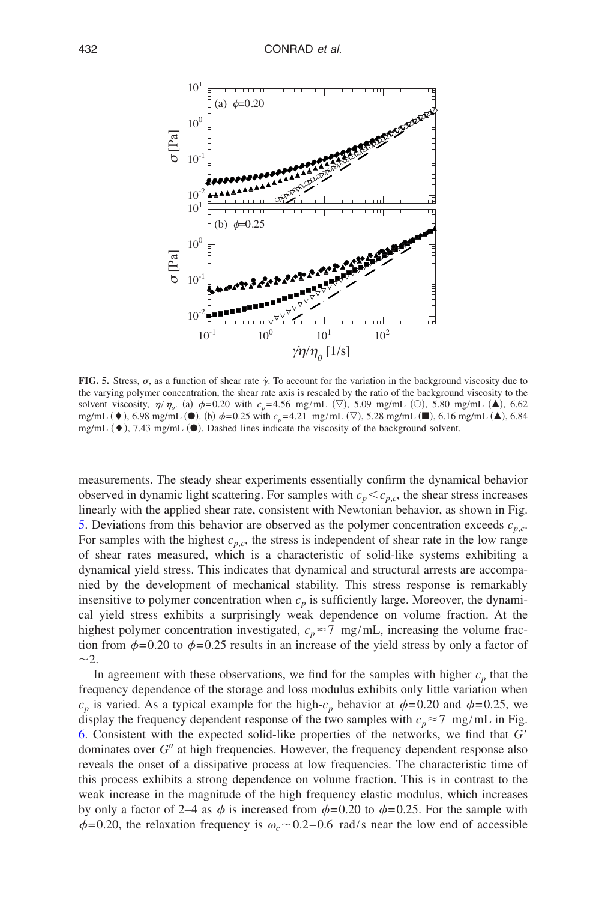**FIG. 5.** Stress, $\sigma$, as a function of shear rate $\dot{\gamma}$. To account for the variation in the background viscosity due to the varying polymer concentration, the shear rate axis is rescaled by the ratio of the background viscosity to the solvent viscosity, $\eta/\eta_o$. (a) $\phi=0.20$ with $c_p=4.56$ mg/mL (▽), 5.09 mg/mL (○), 5.80 mg/mL (▲), 6.62 mg/mL (♦), 6.98 mg/mL (●). (b) $\phi=0.25$ with $c_p=4.21$ mg/mL (▽), 5.28 mg/mL (■), 6.16 mg/mL (▲), 6.84 mg/mL (♦), 7.43 mg/mL (●). Dashed lines indicate the viscosity of the background solvent.

measurements. The steady shear experiments essentially confirm the dynamical behavior observed in dynamic light scattering. For samples with $c_p < c_{p,c}$, the shear stress increases linearly with the applied shear rate, consistent with Newtonian behavior, as shown in Fig. 5. Deviations from this behavior are observed as the polymer concentration exceeds $c_{p,c}$. For samples with the highest $c_{p,c}$, the stress is independent of shear rate in the low range of shear rates measured, which is a characteristic of solid-like systems exhibiting a dynamical yield stress. This indicates that dynamical and structural arrests are accompanied by the development of mechanical stability. This stress response is remarkably insensitive to polymer concentration when $c_p$ is sufficiently large. Moreover, the dynamical yield stress exhibits a surprisingly weak dependence on volume fraction. At the highest polymer concentration investigated, $c_p \approx 7$ mg/mL, increasing the volume fraction from $\phi=0.20$ to $\phi=0.25$ results in an increase of the yield stress by only a factor of $\sim 2$.

In agreement with these observations, we find for the samples with higher $c_p$ that the frequency dependence of the storage and loss modulus exhibits only little variation when $c_p$ is varied. As a typical example for the high-$c_p$ behavior at $\phi=0.20$ and $\phi=0.25$, we display the frequency dependent response of the two samples with $c_p \approx 7$ mg/mL in Fig. 6. Consistent with the expected solid-like properties of the networks, we find that $G'$ dominates over $G''$ at high frequencies. However, the frequency dependent response also reveals the onset of a dissipative process at low frequencies. The characteristic time of this process exhibits a strong dependence on volume fraction. This is in contrast to the weak increase in the magnitude of the high frequency elastic modulus, which increases by only a factor of 2–4 as $\phi$ is increased from $\phi=0.20$ to $\phi=0.25$. For the sample with $\phi=0.20$, the relaxation frequency is $\omega_c \sim 0.2$–$0.6$ rad/s near the low end of accessible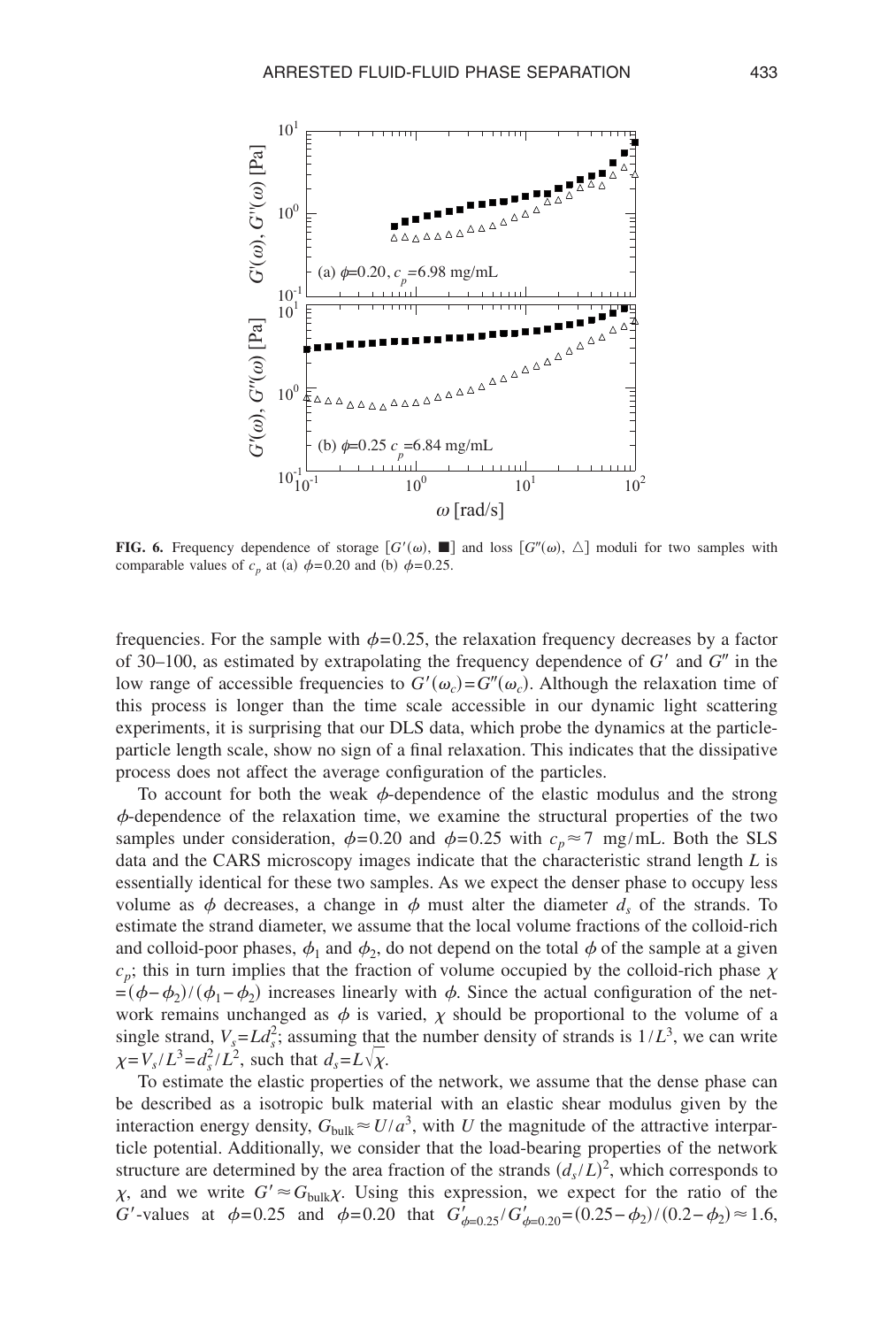**FIG. 6.** Frequency dependence of storage [$G'(\omega)$, ■] and loss [$G''(\omega)$, △] moduli for two samples with comparable values of $c_p$ at (a) $\phi=0.20$ and (b) $\phi=0.25$.

frequencies. For the sample with $\phi=0.25$, the relaxation frequency decreases by a factor of 30–100, as estimated by extrapolating the frequency dependence of $G'$ and $G''$ in the low range of accessible frequencies to $G'(\omega_c)=G''(\omega_c)$. Although the relaxation time of this process is longer than the time scale accessible in our dynamic light scattering experiments, it is surprising that our DLS data, which probe the dynamics at the particle-particle length scale, show no sign of a final relaxation. This indicates that the dissipative process does not affect the average configuration of the particles.

To account for both the weak $\phi$-dependence of the elastic modulus and the strong $\phi$-dependence of the relaxation time, we examine the structural properties of the two samples under consideration, $\phi=0.20$ and $\phi=0.25$ with $c_p \approx 7$ mg/mL. Both the SLS data and the CARS microscopy images indicate that the characteristic strand length $L$ is essentially identical for these two samples. As we expect the denser phase to occupy less volume as $\phi$ decreases, a change in $\phi$ must alter the diameter $d_s$ of the strands. To estimate the strand diameter, we assume that the local volume fractions of the colloid-rich and colloid-poor phases, $\phi_1$ and $\phi_2$, do not depend on the total $\phi$ of the sample at a given $c_p$; this in turn implies that the fraction of volume occupied by the colloid-rich phase $\chi=(\phi-\phi_2)/(\phi_1-\phi_2)$ increases linearly with $\phi$. Since the actual configuration of the network remains unchanged as $\phi$ is varied, $\chi$ should be proportional to the volume of a single strand, $V_s=Ld_s^2$; assuming that the number density of strands is $1/L^3$, we can write $\chi=V_s/L^3=d_s^2/L^2$, such that $d_s=L\sqrt{\chi}$.

To estimate the elastic properties of the network, we assume that the dense phase can be described as a isotropic bulk material with an elastic shear modulus given by the interaction energy density, $G_{\text{bulk}} \approx U/a^3$, with $U$ the magnitude of the attractive interparticle potential. Additionally, we consider that the load-bearing properties of the network structure are determined by the area fraction of the strands $(d_s/L)^2$, which corresponds to $\chi$, and we write $G' \approx G_{\text{bulk}}\chi$. Using this expression, we expect for the ratio of the $G'$-values at $\phi=0.25$ and $\phi=0.20$ that $G'_{\phi=0.25}/G'_{\phi=0.20}=(0.25-\phi_2)/(0.2-\phi_2)\approx 1.6$,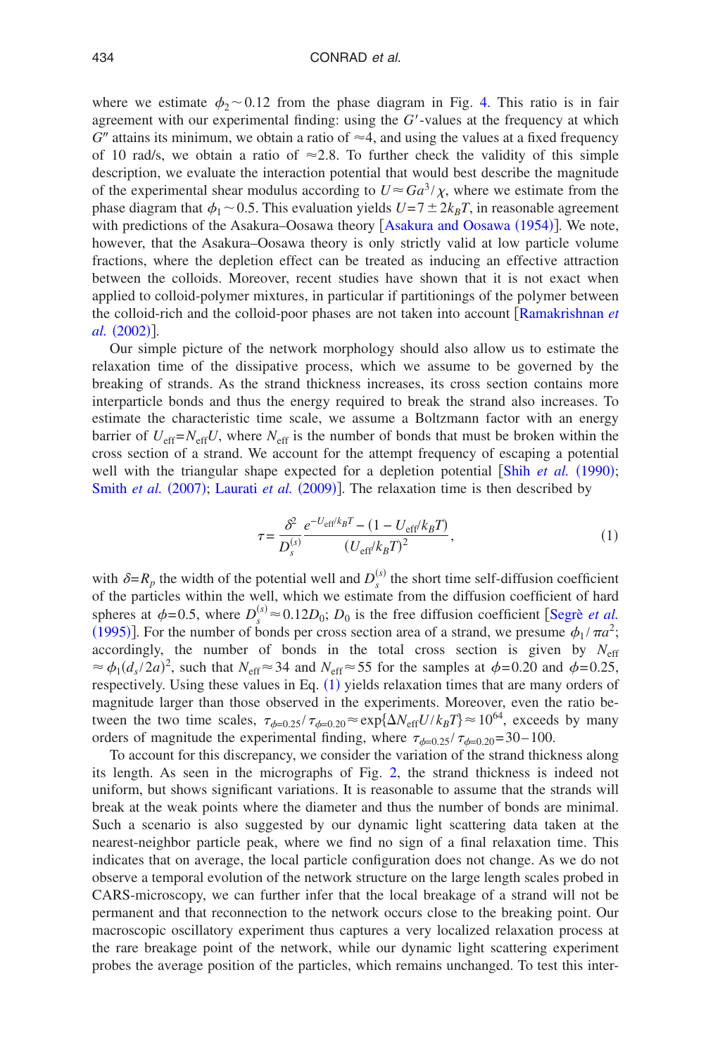where we estimate $\phi_2 \sim 0.12$ from the phase diagram in Fig. 4. This ratio is in fair agreement with our experimental finding: using the $G'$-values at the frequency at which $G''$ attains its minimum, we obtain a ratio of $\approx 4$, and using the values at a fixed frequency of 10 rad/s, we obtain a ratio of $\approx 2.8$. To further check the validity of this simple description, we evaluate the interaction potential that would best describe the magnitude of the experimental shear modulus according to $U \approx Ga^3/\chi$, where we estimate from the phase diagram that $\phi_1 \sim 0.5$. This evaluation yields $U = 7 \pm 2 k_BT$, in reasonable agreement with predictions of the Asakura–Oosawa theory [Asakura and Oosawa (1954)]. We note, however, that the Asakura–Oosawa theory is only strictly valid at low particle volume fractions, where the depletion effect can be treated as inducing an effective attraction between the colloids. Moreover, recent studies have shown that it is not exact when applied to colloid-polymer mixtures, in particular if partitionings of the polymer between the colloid-rich and the colloid-poor phases are not taken into account [Ramakrishnan *et al.* (2002)].

Our simple picture of the network morphology should also allow us to estimate the relaxation time of the dissipative process, which we assume to be governed by the breaking of strands. As the strand thickness increases, its cross section contains more interparticle bonds and thus the energy required to break the strand also increases. To estimate the characteristic time scale, we assume a Boltzmann factor with an energy barrier of $U_{\text{eff}} = N_{\text{eff}} U$, where $N_{\text{eff}}$ is the number of bonds that must be broken within the cross section of a strand. We account for the attempt frequency of escaping a potential well with the triangular shape expected for a depletion potential [Shih *et al.* (1990); Smith *et al.* (2007); Laurati *et al.* (2009)]. The relaxation time is then described by

$$\tau = \frac{\delta^2}{D_s^{(s)}} \frac{e^{-U_{\text{eff}}/k_BT} - (1 - U_{\text{eff}}/k_BT)}{(U_{\text{eff}}/k_BT)^2}, \tag{1}$$

with $\delta = R_p$ the width of the potential well and $D_s^{(s)}$ the short time self-diffusion coefficient of the particles within the well, which we estimate from the diffusion coefficient of hard spheres at $\phi = 0.5$, where $D_s^{(s)} \approx 0.12 D_0$; $D_0$ is the free diffusion coefficient [Segrè *et al.* (1995)]. For the number of bonds per cross section area of a strand, we presume $\phi_1/\pi a^2$; accordingly, the number of bonds in the total cross section is given by $N_{\text{eff}} \approx \phi_1 (d_s/2a)^2$, such that $N_{\text{eff}} \approx 34$ and $N_{\text{eff}} \approx 55$ for the samples at $\phi = 0.20$ and $\phi = 0.25$, respectively. Using these values in Eq. (1) yields relaxation times that are many orders of magnitude larger than those observed in the experiments. Moreover, even the ratio between the two time scales, $\tau_{\phi=0.25}/\tau_{\phi=0.20} \approx \exp\{\Delta N_{\text{eff}} U/k_BT\} \approx 10^{64}$, exceeds by many orders of magnitude the experimental finding, where $\tau_{\phi=0.25}/\tau_{\phi=0.20} = 30-100$.

To account for this discrepancy, we consider the variation of the strand thickness along its length. As seen in the micrographs of Fig. 2, the strand thickness is indeed not uniform, but shows significant variations. It is reasonable to assume that the strands will break at the weak points where the diameter and thus the number of bonds are minimal. Such a scenario is also suggested by our dynamic light scattering data taken at the nearest-neighbor particle peak, where we find no sign of a final relaxation time. This indicates that on average, the local particle configuration does not change. As we do not observe a temporal evolution of the network structure on the large length scales probed in CARS-microscopy, we can further infer that the local breakage of a strand will not be permanent and that reconnection to the network occurs close to the breaking point. Our macroscopic oscillatory experiment thus captures a very localized relaxation process at the rare breakage point of the network, while our dynamic light scattering experiment probes the average position of the particles, which remains unchanged. To test this inter-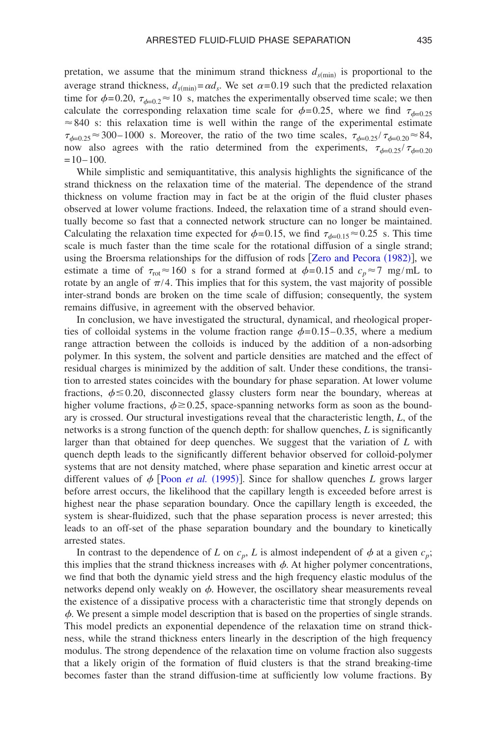pretation, we assume that the minimum strand thickness $d_{s(\mathrm{min})}$ is proportional to the average strand thickness, $d_{s(\mathrm{min})}=\alpha d_s$. We set $\alpha=0.19$ such that the predicted relaxation time for $\phi=0.20$, $\tau_{\phi=0.2}\approx 10$ s, matches the experimentally observed time scale; we then calculate the corresponding relaxation time scale for $\phi=0.25$, where we find $\tau_{\phi=0.25}\approx 840$ s: this relaxation time is well within the range of the experimental estimate $\tau_{\phi=0.25}\approx 300-1000$ s. Moreover, the ratio of the two time scales, $\tau_{\phi=0.25}/\tau_{\phi=0.20}\approx 84$, now also agrees with the ratio determined from the experiments, $\tau_{\phi=0.25}/\tau_{\phi=0.20}=10-100$.

While simplistic and semiquantitative, this analysis highlights the significance of the strand thickness on the relaxation time of the material. The dependence of the strand thickness on volume fraction may in fact be at the origin of the fluid cluster phases observed at lower volume fractions. Indeed, the relaxation time of a strand should eventually become so fast that a connected network structure can no longer be maintained. Calculating the relaxation time expected for $\phi=0.15$, we find $\tau_{\phi=0.15}\approx 0.25$ s. This time scale is much faster than the time scale for the rotational diffusion of a single strand; using the Broersma relationships for the diffusion of rods [Zero and Pecora (1982)], we estimate a time of $\tau_{\mathrm{rot}}\approx 160$ s for a strand formed at $\phi=0.15$ and $c_p\approx 7$ mg/mL to rotate by an angle of $\pi/4$. This implies that for this system, the vast majority of possible inter-strand bonds are broken on the time scale of diffusion; consequently, the system remains diffusive, in agreement with the observed behavior.

In conclusion, we have investigated the structural, dynamical, and rheological properties of colloidal systems in the volume fraction range $\phi=0.15-0.35$, where a medium range attraction between the colloids is induced by the addition of a non-adsorbing polymer. In this system, the solvent and particle densities are matched and the effect of residual charges is minimized by the addition of salt. Under these conditions, the transition to arrested states coincides with the boundary for phase separation. At lower volume fractions, $\phi\leq 0.20$, disconnected glassy clusters form near the boundary, whereas at higher volume fractions, $\phi\geq 0.25$, space-spanning networks form as soon as the boundary is crossed. Our structural investigations reveal that the characteristic length, $L$, of the networks is a strong function of the quench depth: for shallow quenches, $L$ is significantly larger than that obtained for deep quenches. We suggest that the variation of $L$ with quench depth leads to the significantly different behavior observed for colloid-polymer systems that are not density matched, where phase separation and kinetic arrest occur at different values of $\phi$ [Poon *et al.* (1995)]. Since for shallow quenches $L$ grows larger before arrest occurs, the likelihood that the capillary length is exceeded before arrest is highest near the phase separation boundary. Once the capillary length is exceeded, the system is shear-fluidized, such that the phase separation process is never arrested; this leads to an off-set of the phase separation boundary and the boundary to kinetically arrested states.

In contrast to the dependence of $L$ on $c_p$, $L$ is almost independent of $\phi$ at a given $c_p$; this implies that the strand thickness increases with $\phi$. At higher polymer concentrations, we find that both the dynamic yield stress and the high frequency elastic modulus of the networks depend only weakly on $\phi$. However, the oscillatory shear measurements reveal the existence of a dissipative process with a characteristic time that strongly depends on $\phi$. We present a simple model description that is based on the properties of single strands. This model predicts an exponential dependence of the relaxation time on strand thickness, while the strand thickness enters linearly in the description of the high frequency modulus. The strong dependence of the relaxation time on volume fraction also suggests that a likely origin of the formation of fluid clusters is that the strand breaking-time becomes faster than the strand diffusion-time at sufficiently low volume fractions. By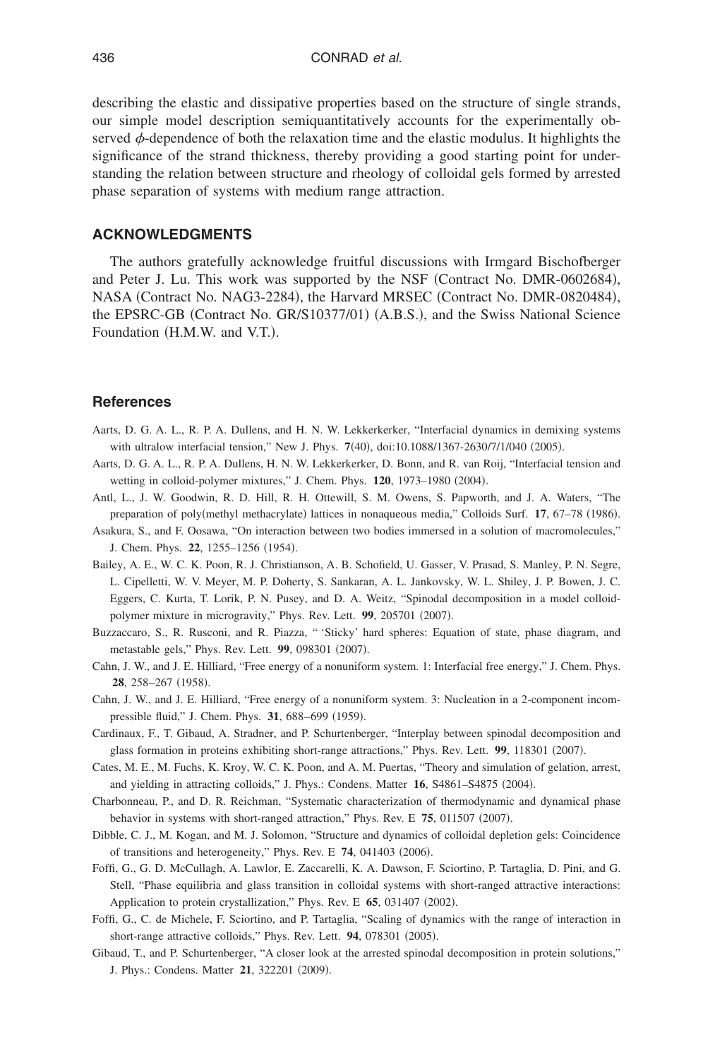describing the elastic and dissipative properties based on the structure of single strands, our simple model description semiquantitatively accounts for the experimentally observed $\phi$-dependence of both the relaxation time and the elastic modulus. It highlights the significance of the strand thickness, thereby providing a good starting point for understanding the relation between structure and rheology of colloidal gels formed by arrested phase separation of systems with medium range attraction.

## ACKNOWLEDGMENTS

The authors gratefully acknowledge fruitful discussions with Irmgard Bischofberger and Peter J. Lu. This work was supported by the NSF (Contract No. DMR-0602684), NASA (Contract No. NAG3-2284), the Harvard MRSEC (Contract No. DMR-0820484), the EPSRC-GB (Contract No. GR/S10377/01) (A.B.S.), and the Swiss National Science Foundation (H.M.W. and V.T.).

## References

Aarts, D. G. A. L., R. P. A. Dullens, and H. N. W. Lekkerkerker, "Interfacial dynamics in demixing systems with ultralow interfacial tension," New J. Phys. **7**(40), doi:10.1088/1367-2630/7/1/040 (2005).

Aarts, D. G. A. L., R. P. A. Dullens, H. N. W. Lekkerkerker, D. Bonn, and R. van Roij, "Interfacial tension and wetting in colloid-polymer mixtures," J. Chem. Phys. **120**, 1973–1980 (2004).

Antl, L., J. W. Goodwin, R. D. Hill, R. H. Ottewill, S. M. Owens, S. Papworth, and J. A. Waters, "The preparation of poly(methyl methacrylate) lattices in nonaqueous media," Colloids Surf. **17**, 67–78 (1986).

Asakura, S., and F. Oosawa, "On interaction between two bodies immersed in a solution of macromolecules," J. Chem. Phys. **22**, 1255–1256 (1954).

Bailey, A. E., W. C. K. Poon, R. J. Christianson, A. B. Schofield, U. Gasser, V. Prasad, S. Manley, P. N. Segre, L. Cipelletti, W. V. Meyer, M. P. Doherty, S. Sankaran, A. L. Jankovsky, W. L. Shiley, J. P. Bowen, J. C. Eggers, C. Kurta, T. Lorik, P. N. Pusey, and D. A. Weitz, "Spinodal decomposition in a model colloid-polymer mixture in microgravity," Phys. Rev. Lett. **99**, 205701 (2007).

Buzzaccaro, S., R. Rusconi, and R. Piazza, " 'Sticky' hard spheres: Equation of state, phase diagram, and metastable gels," Phys. Rev. Lett. **99**, 098301 (2007).

Cahn, J. W., and J. E. Hilliard, "Free energy of a nonuniform system. 1: Interfacial free energy," J. Chem. Phys. **28**, 258–267 (1958).

Cahn, J. W., and J. E. Hilliard, "Free energy of a nonuniform system. 3: Nucleation in a 2-component incompressible fluid," J. Chem. Phys. **31**, 688–699 (1959).

Cardinaux, F., T. Gibaud, A. Stradner, and P. Schurtenberger, "Interplay between spinodal decomposition and glass formation in proteins exhibiting short-range attractions," Phys. Rev. Lett. **99**, 118301 (2007).

Cates, M. E., M. Fuchs, K. Kroy, W. C. K. Poon, and A. M. Puertas, "Theory and simulation of gelation, arrest, and yielding in attracting colloids," J. Phys.: Condens. Matter **16**, S4861–S4875 (2004).

Charbonneau, P., and D. R. Reichman, "Systematic characterization of thermodynamic and dynamical phase behavior in systems with short-ranged attraction," Phys. Rev. E **75**, 011507 (2007).

Dibble, C. J., M. Kogan, and M. J. Solomon, "Structure and dynamics of colloidal depletion gels: Coincidence of transitions and heterogeneity," Phys. Rev. E **74**, 041403 (2006).

Foffi, G., G. D. McCullagh, A. Lawlor, E. Zaccarelli, K. A. Dawson, F. Sciortino, P. Tartaglia, D. Pini, and G. Stell, "Phase equilibria and glass transition in colloidal systems with short-ranged attractive interactions: Application to protein crystallization," Phys. Rev. E **65**, 031407 (2002).

Foffi, G., C. de Michele, F. Sciortino, and P. Tartaglia, "Scaling of dynamics with the range of interaction in short-range attractive colloids," Phys. Rev. Lett. **94**, 078301 (2005).

Gibaud, T., and P. Schurtenberger, "A closer look at the arrested spinodal decomposition in protein solutions," J. Phys.: Condens. Matter **21**, 322201 (2009).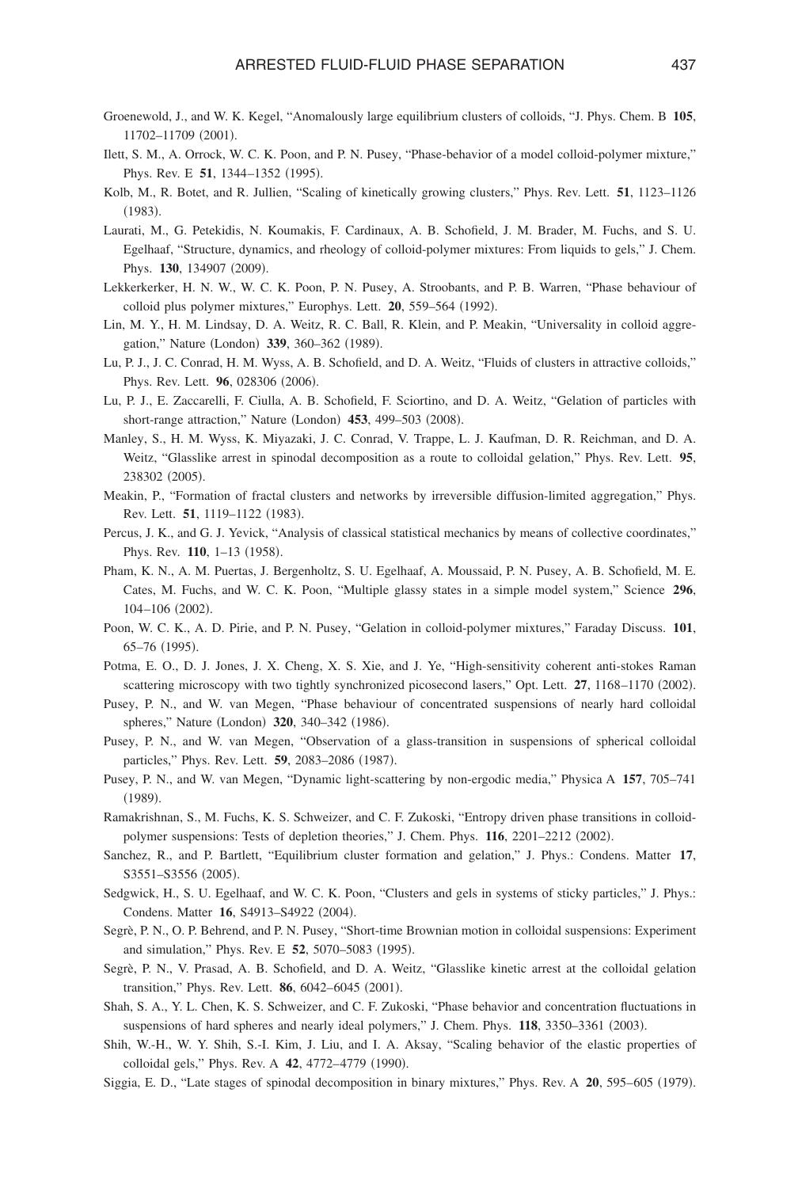Groenewold, J., and W. K. Kegel, "Anomalously large equilibrium clusters of colloids, "J. Phys. Chem. B **105**, 11702–11709 (2001).

Ilett, S. M., A. Orrock, W. C. K. Poon, and P. N. Pusey, "Phase-behavior of a model colloid-polymer mixture," Phys. Rev. E **51**, 1344–1352 (1995).

Kolb, M., R. Botet, and R. Jullien, "Scaling of kinetically growing clusters," Phys. Rev. Lett. **51**, 1123–1126 (1983).

Laurati, M., G. Petekidis, N. Koumakis, F. Cardinaux, A. B. Schofield, J. M. Brader, M. Fuchs, and S. U. Egelhaaf, "Structure, dynamics, and rheology of colloid-polymer mixtures: From liquids to gels," J. Chem. Phys. **130**, 134907 (2009).

Lekkerkerker, H. N. W., W. C. K. Poon, P. N. Pusey, A. Stroobants, and P. B. Warren, "Phase behaviour of colloid plus polymer mixtures," Europhys. Lett. **20**, 559–564 (1992).

Lin, M. Y., H. M. Lindsay, D. A. Weitz, R. C. Ball, R. Klein, and P. Meakin, "Universality in colloid aggregation," Nature (London) **339**, 360–362 (1989).

Lu, P. J., J. C. Conrad, H. M. Wyss, A. B. Schofield, and D. A. Weitz, "Fluids of clusters in attractive colloids," Phys. Rev. Lett. **96**, 028306 (2006).

Lu, P. J., E. Zaccarelli, F. Ciulla, A. B. Schofield, F. Sciortino, and D. A. Weitz, "Gelation of particles with short-range attraction," Nature (London) **453**, 499–503 (2008).

Manley, S., H. M. Wyss, K. Miyazaki, J. C. Conrad, V. Trappe, L. J. Kaufman, D. R. Reichman, and D. A. Weitz, "Glasslike arrest in spinodal decomposition as a route to colloidal gelation," Phys. Rev. Lett. **95**, 238302 (2005).

Meakin, P., "Formation of fractal clusters and networks by irreversible diffusion-limited aggregation," Phys. Rev. Lett. **51**, 1119–1122 (1983).

Percus, J. K., and G. J. Yevick, "Analysis of classical statistical mechanics by means of collective coordinates," Phys. Rev. **110**, 1–13 (1958).

Pham, K. N., A. M. Puertas, J. Bergenholtz, S. U. Egelhaaf, A. Moussaid, P. N. Pusey, A. B. Schofield, M. E. Cates, M. Fuchs, and W. C. K. Poon, "Multiple glassy states in a simple model system," Science **296**, 104–106 (2002).

Poon, W. C. K., A. D. Pirie, and P. N. Pusey, "Gelation in colloid-polymer mixtures," Faraday Discuss. **101**, 65–76 (1995).

Potma, E. O., D. J. Jones, J. X. Cheng, X. S. Xie, and J. Ye, "High-sensitivity coherent anti-stokes Raman scattering microscopy with two tightly synchronized picosecond lasers," Opt. Lett. **27**, 1168–1170 (2002).

Pusey, P. N., and W. van Megen, "Phase behaviour of concentrated suspensions of nearly hard colloidal spheres," Nature (London) **320**, 340–342 (1986).

Pusey, P. N., and W. van Megen, "Observation of a glass-transition in suspensions of spherical colloidal particles," Phys. Rev. Lett. **59**, 2083–2086 (1987).

Pusey, P. N., and W. van Megen, "Dynamic light-scattering by non-ergodic media," Physica A **157**, 705–741 (1989).

Ramakrishnan, S., M. Fuchs, K. S. Schweizer, and C. F. Zukoski, "Entropy driven phase transitions in colloid-polymer suspensions: Tests of depletion theories," J. Chem. Phys. **116**, 2201–2212 (2002).

Sanchez, R., and P. Bartlett, "Equilibrium cluster formation and gelation," J. Phys.: Condens. Matter **17**, S3551–S3556 (2005).

Sedgwick, H., S. U. Egelhaaf, and W. C. K. Poon, "Clusters and gels in systems of sticky particles," J. Phys.: Condens. Matter **16**, S4913–S4922 (2004).

Segrè, P. N., O. P. Behrend, and P. N. Pusey, "Short-time Brownian motion in colloidal suspensions: Experiment and simulation," Phys. Rev. E **52**, 5070–5083 (1995).

Segrè, P. N., V. Prasad, A. B. Schofield, and D. A. Weitz, "Glasslike kinetic arrest at the colloidal gelation transition," Phys. Rev. Lett. **86**, 6042–6045 (2001).

Shah, S. A., Y. L. Chen, K. S. Schweizer, and C. F. Zukoski, "Phase behavior and concentration fluctuations in suspensions of hard spheres and nearly ideal polymers," J. Chem. Phys. **118**, 3350–3361 (2003).

Shih, W.-H., W. Y. Shih, S.-I. Kim, J. Liu, and I. A. Aksay, "Scaling behavior of the elastic properties of colloidal gels," Phys. Rev. A **42**, 4772–4779 (1990).

Siggia, E. D., "Late stages of spinodal decomposition in binary mixtures," Phys. Rev. A **20**, 595–605 (1979).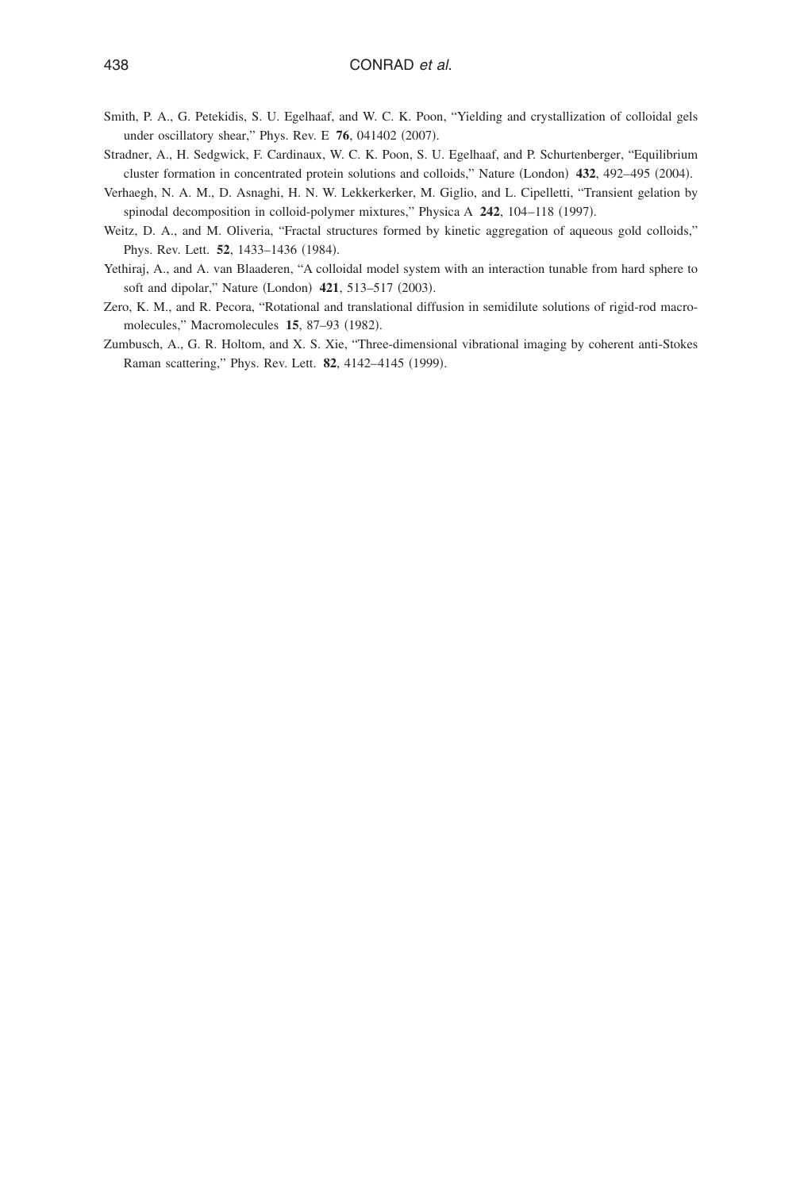Smith, P. A., G. Petekidis, S. U. Egelhaaf, and W. C. K. Poon, "Yielding and crystallization of colloidal gels under oscillatory shear," Phys. Rev. E **76**, 041402 (2007).

Stradner, A., H. Sedgwick, F. Cardinaux, W. C. K. Poon, S. U. Egelhaaf, and P. Schurtenberger, "Equilibrium cluster formation in concentrated protein solutions and colloids," Nature (London) **432**, 492–495 (2004).

Verhaegh, N. A. M., D. Asnaghi, H. N. W. Lekkerkerker, M. Giglio, and L. Cipelletti, "Transient gelation by spinodal decomposition in colloid-polymer mixtures," Physica A **242**, 104–118 (1997).

Weitz, D. A., and M. Oliveria, "Fractal structures formed by kinetic aggregation of aqueous gold colloids," Phys. Rev. Lett. **52**, 1433–1436 (1984).

Yethiraj, A., and A. van Blaaderen, "A colloidal model system with an interaction tunable from hard sphere to soft and dipolar," Nature (London) **421**, 513–517 (2003).

Zero, K. M., and R. Pecora, "Rotational and translational diffusion in semidilute solutions of rigid-rod macromolecules," Macromolecules **15**, 87–93 (1982).

Zumbusch, A., G. R. Holtom, and X. S. Xie, "Three-dimensional vibrational imaging by coherent anti-Stokes Raman scattering," Phys. Rev. Lett. **82**, 4142–4145 (1999).